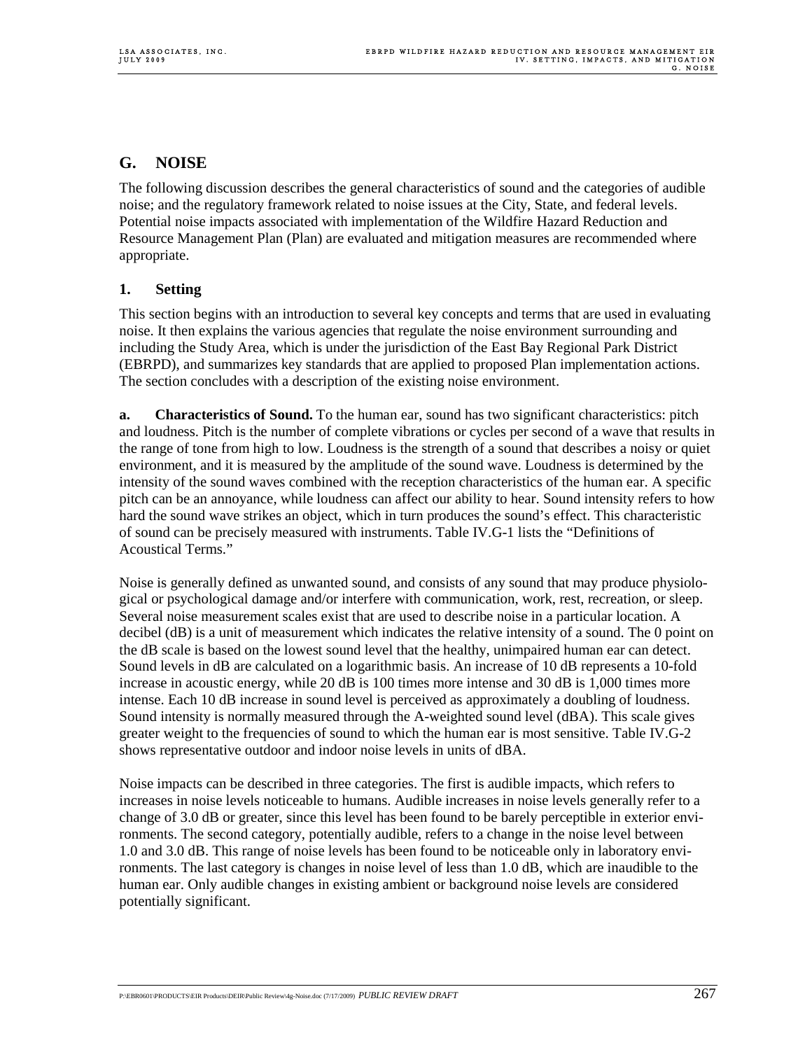## G. NOISE

The following discussion describes the general characteristics of sound and the categories of audible noise; and the regulatory framework related to noise issues at the City, State, and federal levels. Potential noise impacts associated with implementation of the Wildfire Hazard Reduction and Resource Management Plan (Plan) are evaluated and mitigation measures are recommended where appropriate.

### 1. Setting

This section begins with an introduction to several key concepts and terms that are used in evaluating noise. It then explains the various agencies that regulate the noise environment surrounding and including the Study Area, which is under the jurisdiction of the East Bay Regional Park District (EBRPD), and summarizes key standards that are applied to proposed Plan implementation actions. The section concludes with a description of the existing noise environment.

**a. Characteristics of Sound.** To the human ear, sound has two significant characteristics: pitch and loudness. Pitch is the number of complete vibrations or cycles per second of a wave that results in the range of tone from high to low. Loudness is the strength of a sound that describes a noisy or quiet environment, and it is measured by the amplitude of the sound wave. Loudness is determined by the intensity of the sound waves combined with the reception characteristics of the human ear. A specific pitch can be an annoyance, while loudness can affect our ability to hear. Sound intensity refers to how hard the sound wave strikes an object, which in turn produces the sound's effect. This characteristic of sound can be precisely measured with instruments. Table IV.G-1 lists the "Definitions of Acoustical Terms."

Noise is generally defined as unwanted sound, and consists of any sound that may produce physiological or psychological damage and/or interfere with communication, work, rest, recreation, or sleep. Several noise measurement scales exist that are used to describe noise in a particular location. A decibel (dB) is a unit of measurement which indicates the relative intensity of a sound. The 0 point on the dB scale is based on the lowest sound level that the healthy, unimpaired human ear can detect. Sound levels in dB are calculated on a logarithmic basis. An increase of 10 dB represents a 10-fold increase in acoustic energy, while 20 dB is 100 times more intense and 30 dB is 1,000 times more intense. Each 10 dB increase in sound level is perceived as approximately a doubling of loudness. Sound intensity is normally measured through the A-weighted sound level (dBA). This scale gives greater weight to the frequencies of sound to which the human ear is most sensitive. Table IV.G-2 shows representative outdoor and indoor noise levels in units of dBA.

Noise impacts can be described in three categories. The first is audible impacts, which refers to increases in noise levels noticeable to humans. Audible increases in noise levels generally refer to a change of 3.0 dB or greater, since this level has been found to be barely perceptible in exterior environments. The second category, potentially audible, refers to a change in the noise level between 1.0 and 3.0 dB. This range of noise levels has been found to be noticeable only in laboratory environments. The last category is changes in noise level of less than 1.0 dB, which are inaudible to the human ear. Only audible changes in existing ambient or background noise levels are considered potentially significant.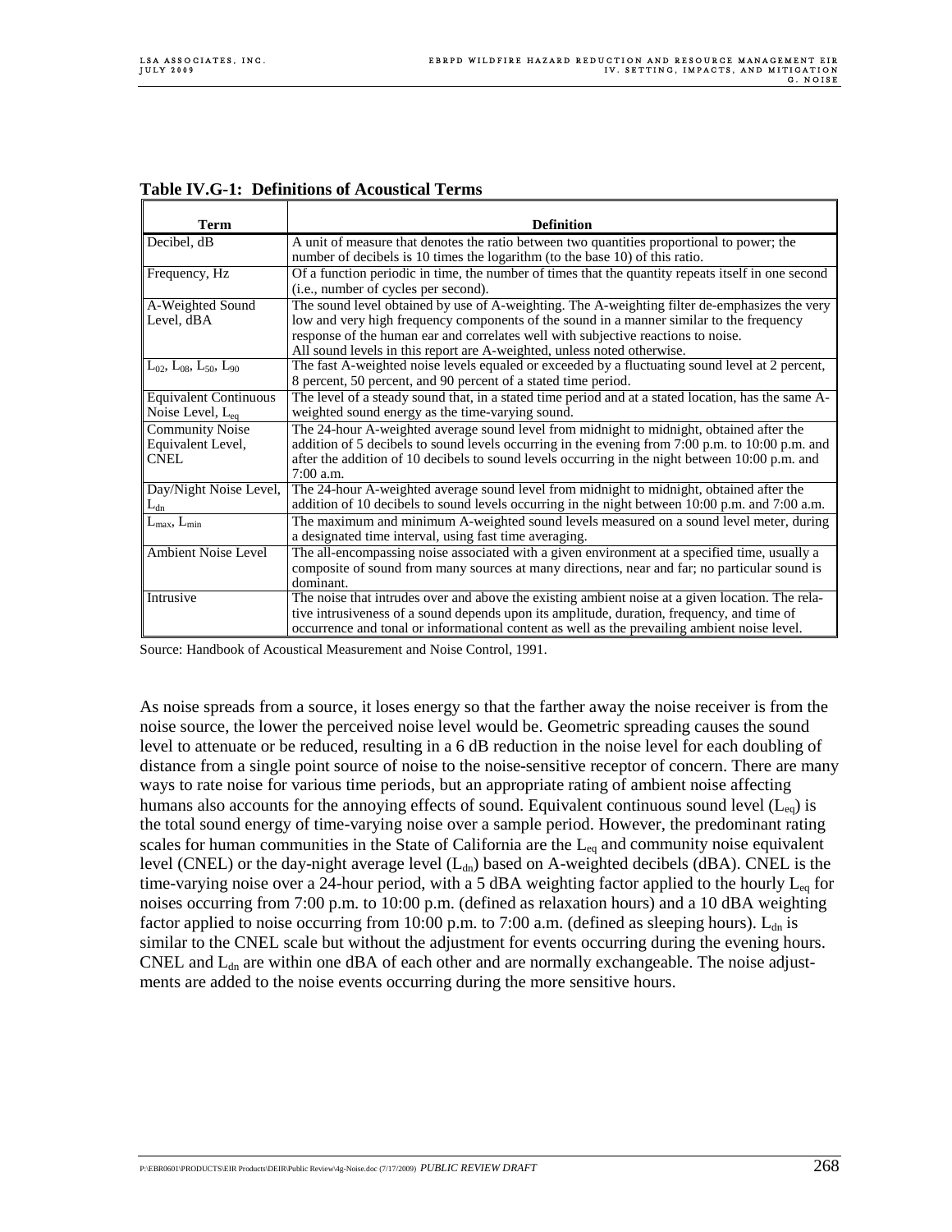**Table IV.G-1: Definitions of Acoustical Terms**

| Term | Definition |
|---|---|
| Decibel, dB | A unit of measure that denotes the ratio between two quantities proportional to power; the number of decibels is 10 times the logarithm (to the base 10) of this ratio. |
| Frequency, Hz | Of a function periodic in time, the number of times that the quantity repeats itself in one second (i.e., number of cycles per second). |
| A-Weighted Sound Level, dBA | The sound level obtained by use of A-weighting. The A-weighting filter de-emphasizes the very low and very high frequency components of the sound in a manner similar to the frequency response of the human ear and correlates well with subjective reactions to noise. All sound levels in this report are A-weighted, unless noted otherwise. |
| $L_{02}$, $L_{08}$, $L_{50}$, $L_{90}$ | The fast A-weighted noise levels equaled or exceeded by a fluctuating sound level at 2 percent, 8 percent, 50 percent, and 90 percent of a stated time period. |
| Equivalent Continuous Noise Level, $L_{eq}$ | The level of a steady sound that, in a stated time period and at a stated location, has the same A-weighted sound energy as the time-varying sound. |
| Community Noise Equivalent Level, CNEL | The 24-hour A-weighted average sound level from midnight to midnight, obtained after the addition of 5 decibels to sound levels occurring in the evening from 7:00 p.m. to 10:00 p.m. and after the addition of 10 decibels to sound levels occurring in the night between 10:00 p.m. and 7:00 a.m. |
| Day/Night Noise Level, $L_{dn}$ | The 24-hour A-weighted average sound level from midnight to midnight, obtained after the addition of 10 decibels to sound levels occurring in the night between 10:00 p.m. and 7:00 a.m. |
| $L_{max}$, $L_{min}$ | The maximum and minimum A-weighted sound levels measured on a sound level meter, during a designated time interval, using fast time averaging. |
| Ambient Noise Level | The all-encompassing noise associated with a given environment at a specified time, usually a composite of sound from many sources at many directions, near and far; no particular sound is dominant. |
| Intrusive | The noise that intrudes over and above the existing ambient noise at a given location. The relative intrusiveness of a sound depends upon its amplitude, duration, frequency, and time of occurrence and tonal or informational content as well as the prevailing ambient noise level. |

Source: Handbook of Acoustical Measurement and Noise Control, 1991.

As noise spreads from a source, it loses energy so that the farther away the noise receiver is from the noise source, the lower the perceived noise level would be. Geometric spreading causes the sound level to attenuate or be reduced, resulting in a 6 dB reduction in the noise level for each doubling of distance from a single point source of noise to the noise-sensitive receptor of concern. There are many ways to rate noise for various time periods, but an appropriate rating of ambient noise affecting humans also accounts for the annoying effects of sound. Equivalent continuous sound level ($L_{eq}$) is the total sound energy of time-varying noise over a sample period. However, the predominant rating scales for human communities in the State of California are the $L_{eq}$ and community noise equivalent level (CNEL) or the day-night average level ($L_{dn}$) based on A-weighted decibels (dBA). CNEL is the time-varying noise over a 24-hour period, with a 5 dBA weighting factor applied to the hourly $L_{eq}$ for noises occurring from 7:00 p.m. to 10:00 p.m. (defined as relaxation hours) and a 10 dBA weighting factor applied to noise occurring from 10:00 p.m. to 7:00 a.m. (defined as sleeping hours). $L_{dn}$ is similar to the CNEL scale but without the adjustment for events occurring during the evening hours. CNEL and $L_{dn}$ are within one dBA of each other and are normally exchangeable. The noise adjustments are added to the noise events occurring during the more sensitive hours.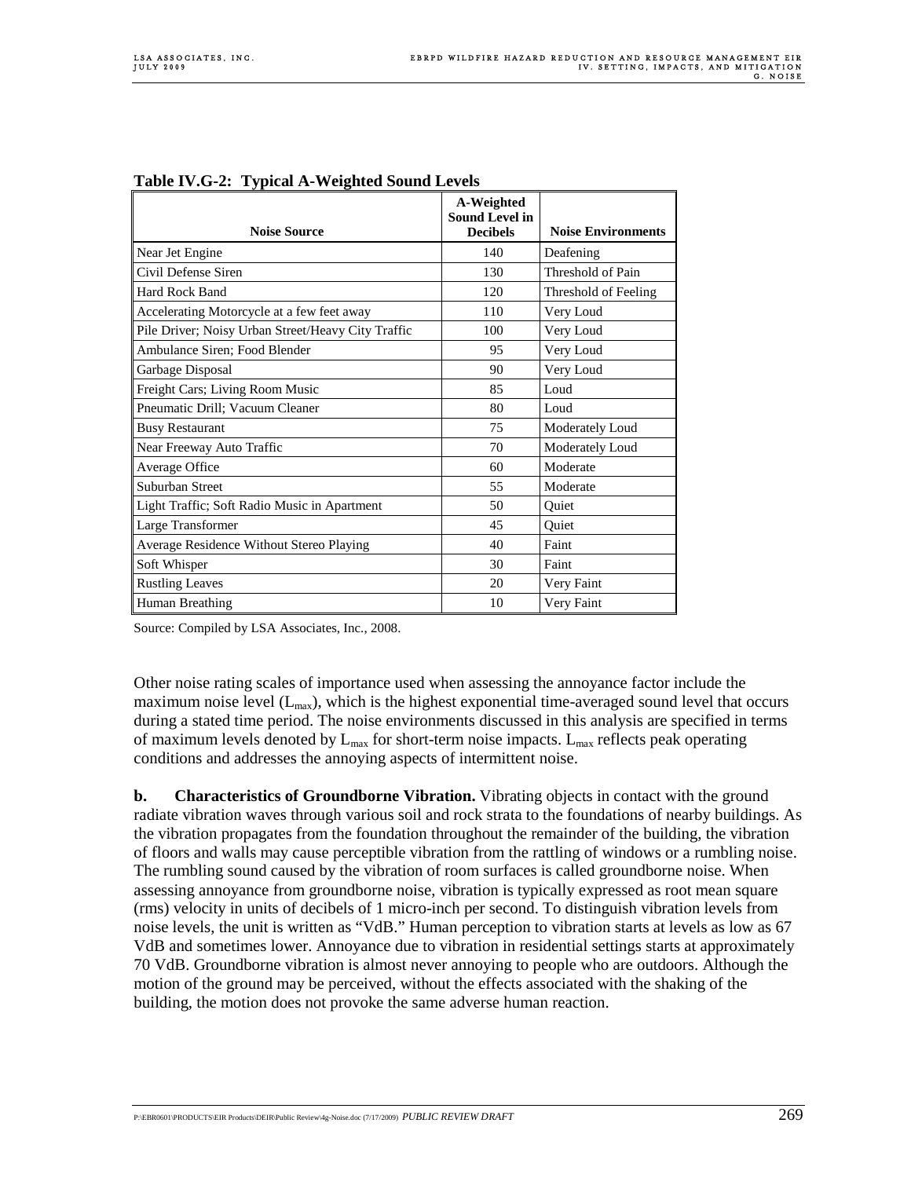**Table IV.G-2: Typical A-Weighted Sound Levels**

| Noise Source | A-Weighted Sound Level in Decibels | Noise Environments |
|---|---|---|
| Near Jet Engine | 140 | Deafening |
| Civil Defense Siren | 130 | Threshold of Pain |
| Hard Rock Band | 120 | Threshold of Feeling |
| Accelerating Motorcycle at a few feet away | 110 | Very Loud |
| Pile Driver; Noisy Urban Street/Heavy City Traffic | 100 | Very Loud |
| Ambulance Siren; Food Blender | 95 | Very Loud |
| Garbage Disposal | 90 | Very Loud |
| Freight Cars; Living Room Music | 85 | Loud |
| Pneumatic Drill; Vacuum Cleaner | 80 | Loud |
| Busy Restaurant | 75 | Moderately Loud |
| Near Freeway Auto Traffic | 70 | Moderately Loud |
| Average Office | 60 | Moderate |
| Suburban Street | 55 | Moderate |
| Light Traffic; Soft Radio Music in Apartment | 50 | Quiet |
| Large Transformer | 45 | Quiet |
| Average Residence Without Stereo Playing | 40 | Faint |
| Soft Whisper | 30 | Faint |
| Rustling Leaves | 20 | Very Faint |
| Human Breathing | 10 | Very Faint |

Source: Compiled by LSA Associates, Inc., 2008.

Other noise rating scales of importance used when assessing the annoyance factor include the maximum noise level ($L_{max}$), which is the highest exponential time-averaged sound level that occurs during a stated time period. The noise environments discussed in this analysis are specified in terms of maximum levels denoted by $L_{max}$ for short-term noise impacts. $L_{max}$ reflects peak operating conditions and addresses the annoying aspects of intermittent noise.

**b. Characteristics of Groundborne Vibration.** Vibrating objects in contact with the ground radiate vibration waves through various soil and rock strata to the foundations of nearby buildings. As the vibration propagates from the foundation throughout the remainder of the building, the vibration of floors and walls may cause perceptible vibration from the rattling of windows or a rumbling noise. The rumbling sound caused by the vibration of room surfaces is called groundborne noise. When assessing annoyance from groundborne noise, vibration is typically expressed as root mean square (rms) velocity in units of decibels of 1 micro-inch per second. To distinguish vibration levels from noise levels, the unit is written as "VdB." Human perception to vibration starts at levels as low as 67 VdB and sometimes lower. Annoyance due to vibration in residential settings starts at approximately 70 VdB. Groundborne vibration is almost never annoying to people who are outdoors. Although the motion of the ground may be perceived, without the effects associated with the shaking of the building, the motion does not provoke the same adverse human reaction.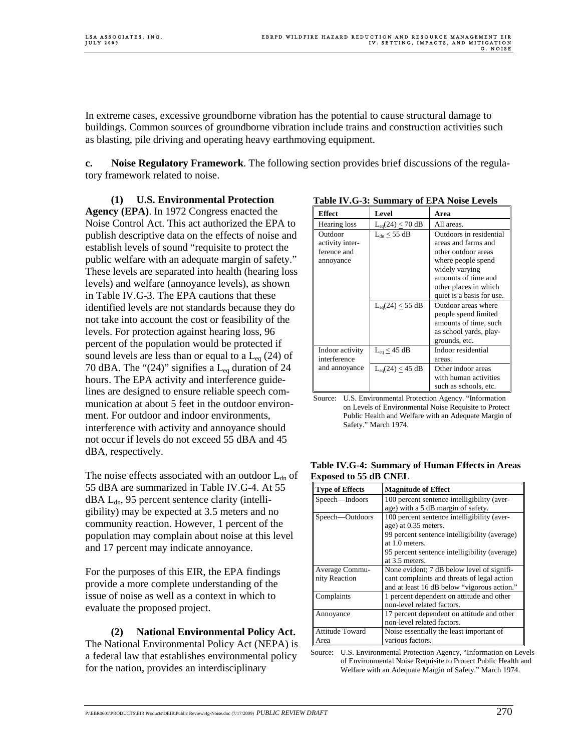In extreme cases, excessive groundborne vibration has the potential to cause structural damage to buildings. Common sources of groundborne vibration include trains and construction activities such as blasting, pile driving and operating heavy earthmoving equipment.

**c. Noise Regulatory Framework**. The following section provides brief discussions of the regulatory framework related to noise.

**(1) U.S. Environmental Protection Agency (EPA)**. In 1972 Congress enacted the Noise Control Act. This act authorized the EPA to publish descriptive data on the effects of noise and establish levels of sound "requisite to protect the public welfare with an adequate margin of safety." These levels are separated into health (hearing loss levels) and welfare (annoyance levels), as shown in Table IV.G-3. The EPA cautions that these identified levels are not standards because they do not take into account the cost or feasibility of the levels. For protection against hearing loss, 96 percent of the population would be protected if sound levels are less than or equal to a $L_{eq}$ (24) of 70 dBA. The "(24)" signifies a $L_{eq}$ duration of 24 hours. The EPA activity and interference guidelines are designed to ensure reliable speech communication at about 5 feet in the outdoor environment. For outdoor and indoor environments, interference with activity and annoyance should not occur if levels do not exceed 55 dBA and 45 dBA, respectively.

**Table IV.G-3: Summary of EPA Noise Levels**

| Effect | Level | Area |
|---|---|---|
| Hearing loss | $L_{eq}(24) \leq 70$ dB | All areas. |
| Outdoor activity interference and annoyance | $L_{dn} \leq 55$ dB | Outdoors in residential areas and farms and other outdoor areas where people spend widely varying amounts of time and other places in which quiet is a basis for use. |
| | $L_{eq}(24) \leq 55$ dB | Outdoor areas where people spend limited amounts of time, such as school yards, playgrounds, etc. |
| Indoor activity interference and annoyance | $L_{eq} \leq 45$ dB | Indoor residential areas. |
| | $L_{eq}(24) \leq 45$ dB | Other indoor areas with human activities such as schools, etc. |

Source: U.S. Environmental Protection Agency. "Information on Levels of Environmental Noise Requisite to Protect Public Health and Welfare with an Adequate Margin of Safety." March 1974.

The noise effects associated with an outdoor $L_{dn}$ of 55 dBA are summarized in Table IV.G-4. At 55 dBA $L_{dn}$, 95 percent sentence clarity (intelligibility) may be expected at 3.5 meters and no community reaction. However, 1 percent of the population may complain about noise at this level and 17 percent may indicate annoyance.

**Table IV.G-4: Summary of Human Effects in Areas Exposed to 55 dB CNEL**

| Type of Effects | Magnitude of Effect |
|---|---|
| Speech—Indoors | 100 percent sentence intelligibility (average) with a 5 dB margin of safety. |
| Speech—Outdoors | 100 percent sentence intelligibility (average) at 0.35 meters. 99 percent sentence intelligibility (average) at 1.0 meters. 95 percent sentence intelligibility (average) at 3.5 meters. |
| Average Community Reaction | None evident; 7 dB below level of significant complaints and threats of legal action and at least 16 dB below "vigorous action." |
| Complaints | 1 percent dependent on attitude and other non-level related factors. |
| Annoyance | 17 percent dependent on attitude and other non-level related factors. |
| Attitude Toward Area | Noise essentially the least important of various factors. |

Source: U.S. Environmental Protection Agency, "Information on Levels of Environmental Noise Requisite to Protect Public Health and Welfare with an Adequate Margin of Safety." March 1974.

For the purposes of this EIR, the EPA findings provide a more complete understanding of the issue of noise as well as a context in which to evaluate the proposed project.

**(2) National Environmental Policy Act.** The National Environmental Policy Act (NEPA) is a federal law that establishes environmental policy for the nation, provides an interdisciplinary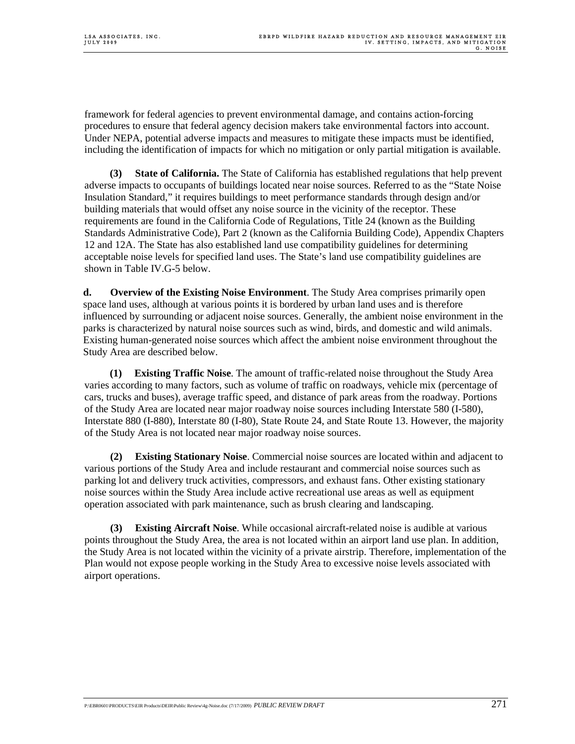framework for federal agencies to prevent environmental damage, and contains action-forcing procedures to ensure that federal agency decision makers take environmental factors into account. Under NEPA, potential adverse impacts and measures to mitigate these impacts must be identified, including the identification of impacts for which no mitigation or only partial mitigation is available.

**(3) State of California.** The State of California has established regulations that help prevent adverse impacts to occupants of buildings located near noise sources. Referred to as the "State Noise Insulation Standard," it requires buildings to meet performance standards through design and/or building materials that would offset any noise source in the vicinity of the receptor. These requirements are found in the California Code of Regulations, Title 24 (known as the Building Standards Administrative Code), Part 2 (known as the California Building Code), Appendix Chapters 12 and 12A. The State has also established land use compatibility guidelines for determining acceptable noise levels for specified land uses. The State's land use compatibility guidelines are shown in Table IV.G-5 below.

**d. Overview of the Existing Noise Environment**. The Study Area comprises primarily open space land uses, although at various points it is bordered by urban land uses and is therefore influenced by surrounding or adjacent noise sources. Generally, the ambient noise environment in the parks is characterized by natural noise sources such as wind, birds, and domestic and wild animals. Existing human-generated noise sources which affect the ambient noise environment throughout the Study Area are described below.

**(1) Existing Traffic Noise**. The amount of traffic-related noise throughout the Study Area varies according to many factors, such as volume of traffic on roadways, vehicle mix (percentage of cars, trucks and buses), average traffic speed, and distance of park areas from the roadway. Portions of the Study Area are located near major roadway noise sources including Interstate 580 (I-580), Interstate 880 (I-880), Interstate 80 (I-80), State Route 24, and State Route 13. However, the majority of the Study Area is not located near major roadway noise sources.

**(2) Existing Stationary Noise**. Commercial noise sources are located within and adjacent to various portions of the Study Area and include restaurant and commercial noise sources such as parking lot and delivery truck activities, compressors, and exhaust fans. Other existing stationary noise sources within the Study Area include active recreational use areas as well as equipment operation associated with park maintenance, such as brush clearing and landscaping.

**(3) Existing Aircraft Noise**. While occasional aircraft-related noise is audible at various points throughout the Study Area, the area is not located within an airport land use plan. In addition, the Study Area is not located within the vicinity of a private airstrip. Therefore, implementation of the Plan would not expose people working in the Study Area to excessive noise levels associated with airport operations.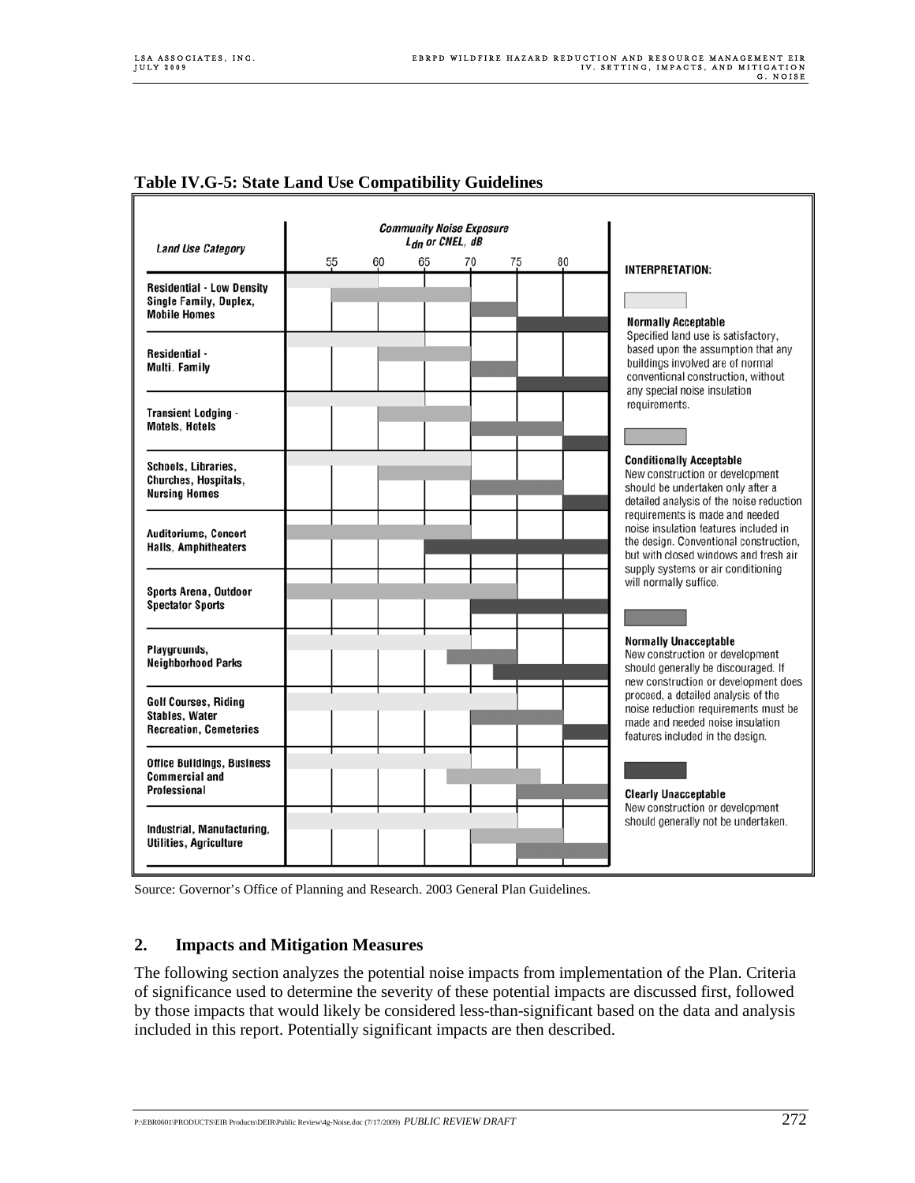**Table IV.G-5: State Land Use Compatibility Guidelines**

Community Noise Exposure, $L_{dn}$ or CNEL, dB (approximate ranges read from chart)

| Land Use Category | Normally Acceptable | Conditionally Acceptable | Normally Unacceptable | Clearly Unacceptable |
|---|---|---|---|---|
| Residential - Low Density Single Family, Duplex, Mobile Homes | 50–60 | 55–70 | 70–75 | 75–85 |
| Residential - Multi. Family | 50–65 | 60–70 | 70–75 | 75–85 |
| Transient Lodging - Motels, Hotels | 50–65 | 60–70 | 70–80 | 80–85 |
| Schools, Libraries, Churches, Hospitals, Nursing Homes | 50–70 | 60–70 | 70–80 | 80–85 |
| Auditoriums, Concert Halls, Amphitheaters | | 50–70 | | 65–85 |
| Sports Arena, Outdoor Spectator Sports | | 50–75 | | 70–85 |
| Playgrounds, Neighborhood Parks | 50–70 | | 67.5–75 | 72.5–85 |
| Golf Courses, Riding Stables, Water Recreation, Cemeteries | 50–75 | | 70–80 | 80–85 |
| Office Buildings, Business Commercial and Professional | 50–70 | 67.5–77.5 | 75–85 | |
| Industrial, Manufacturing, Utilities, Agriculture | 50–75 | 70–80 | 75–85 | |

**INTERPRETATION:**

**Normally Acceptable**
Specified land use is satisfactory, based upon the assumption that any buildings involved are of normal conventional construction, without any special noise insulation requirements.

**Conditionally Acceptable**
New construction or development should be undertaken only after a detailed analysis of the noise reduction requirements is made and needed noise insulation features included in the design. Conventional construction, but with closed windows and fresh air supply systems or air conditioning will normally suffice.

**Normally Unacceptable**
New construction or development should generally be discouraged. If new construction or development does proceed, a detailed analysis of the noise reduction requirements must be made and needed noise insulation features included in the design.

**Clearly Unacceptable**
New construction or development should generally not be undertaken.

Source: Governor's Office of Planning and Research. 2003 General Plan Guidelines.

## 2. Impacts and Mitigation Measures

The following section analyzes the potential noise impacts from implementation of the Plan. Criteria of significance used to determine the severity of these potential impacts are discussed first, followed by those impacts that would likely be considered less-than-significant based on the data and analysis included in this report. Potentially significant impacts are then described.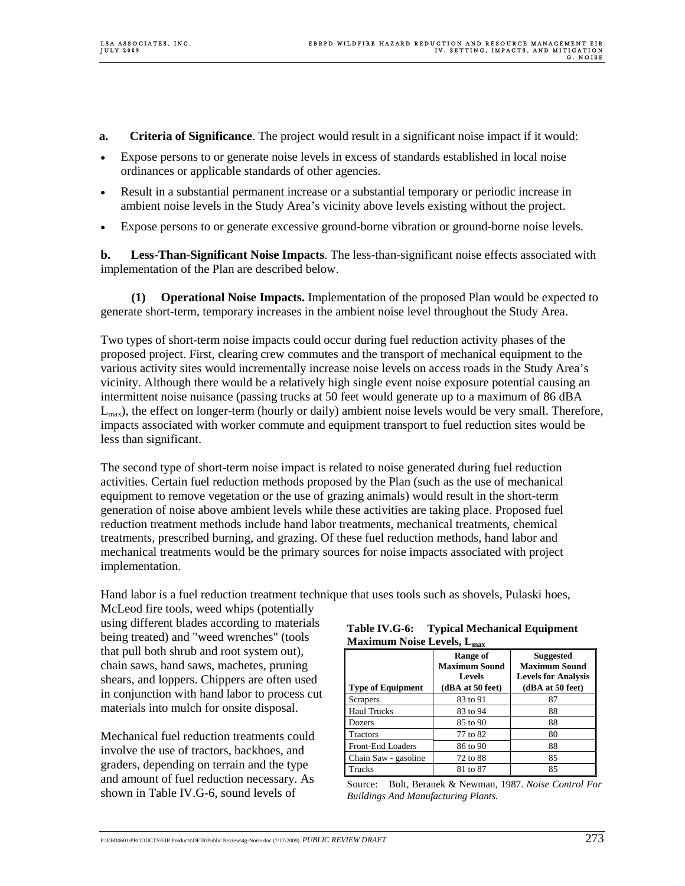**a. Criteria of Significance**. The project would result in a significant noise impact if it would:

- Expose persons to or generate noise levels in excess of standards established in local noise ordinances or applicable standards of other agencies.
- Result in a substantial permanent increase or a substantial temporary or periodic increase in ambient noise levels in the Study Area's vicinity above levels existing without the project.
- Expose persons to or generate excessive ground-borne vibration or ground-borne noise levels.

**b. Less-Than-Significant Noise Impacts**. The less-than-significant noise effects associated with implementation of the Plan are described below.

**(1) Operational Noise Impacts.** Implementation of the proposed Plan would be expected to generate short-term, temporary increases in the ambient noise level throughout the Study Area.

Two types of short-term noise impacts could occur during fuel reduction activity phases of the proposed project. First, clearing crew commutes and the transport of mechanical equipment to the various activity sites would incrementally increase noise levels on access roads in the Study Area's vicinity. Although there would be a relatively high single event noise exposure potential causing an intermittent noise nuisance (passing trucks at 50 feet would generate up to a maximum of 86 dBA $L_{max}$), the effect on longer-term (hourly or daily) ambient noise levels would be very small. Therefore, impacts associated with worker commute and equipment transport to fuel reduction sites would be less than significant.

The second type of short-term noise impact is related to noise generated during fuel reduction activities. Certain fuel reduction methods proposed by the Plan (such as the use of mechanical equipment to remove vegetation or the use of grazing animals) would result in the short-term generation of noise above ambient levels while these activities are taking place. Proposed fuel reduction treatment methods include hand labor treatments, mechanical treatments, chemical treatments, prescribed burning, and grazing. Of these fuel reduction methods, hand labor and mechanical treatments would be the primary sources for noise impacts associated with project implementation.

Hand labor is a fuel reduction treatment technique that uses tools such as shovels, Pulaski hoes, McLeod fire tools, weed whips (potentially using different blades according to materials being treated) and "weed wrenches" (tools that pull both shrub and root system out), chain saws, hand saws, machetes, pruning shears, and loppers. Chippers are often used in conjunction with hand labor to process cut materials into mulch for onsite disposal.

**Table IV.G-6: Typical Mechanical Equipment Maximum Noise Levels, $L_{max}$**

| Type of Equipment | Range of Maximum Sound Levels (dBA at 50 feet) | Suggested Maximum Sound Levels for Analysis (dBA at 50 feet) |
|---|---|---|
| Scrapers | 83 to 91 | 87 |
| Haul Trucks | 83 to 94 | 88 |
| Dozers | 85 to 90 | 88 |
| Tractors | 77 to 82 | 80 |
| Front-End Loaders | 86 to 90 | 88 |
| Chain Saw - gasoline | 72 to 88 | 85 |
| Trucks | 81 to 87 | 85 |

Source: Bolt, Beranek & Newman, 1987. *Noise Control For Buildings And Manufacturing Plants.*

Mechanical fuel reduction treatments could involve the use of tractors, backhoes, and graders, depending on terrain and the type and amount of fuel reduction necessary. As shown in Table IV.G-6, sound levels of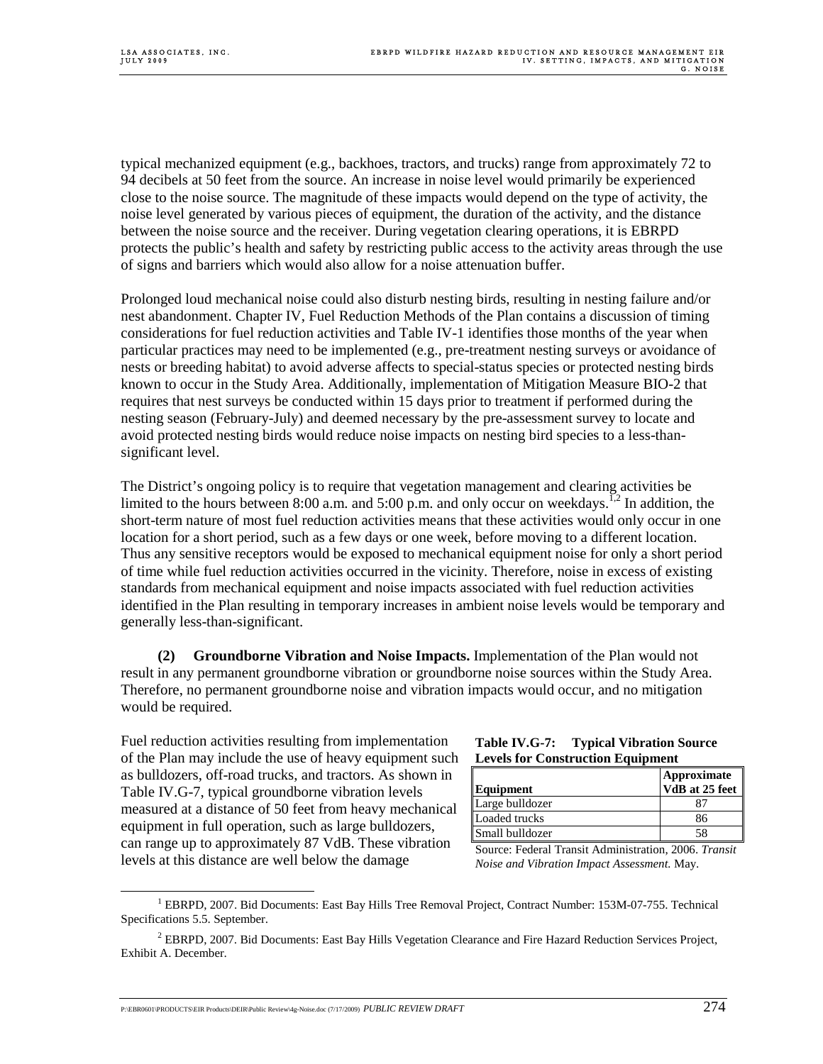typical mechanized equipment (e.g., backhoes, tractors, and trucks) range from approximately 72 to 94 decibels at 50 feet from the source. An increase in noise level would primarily be experienced close to the noise source. The magnitude of these impacts would depend on the type of activity, the noise level generated by various pieces of equipment, the duration of the activity, and the distance between the noise source and the receiver. During vegetation clearing operations, it is EBRPD protects the public's health and safety by restricting public access to the activity areas through the use of signs and barriers which would also allow for a noise attenuation buffer.

Prolonged loud mechanical noise could also disturb nesting birds, resulting in nesting failure and/or nest abandonment. Chapter IV, Fuel Reduction Methods of the Plan contains a discussion of timing considerations for fuel reduction activities and Table IV-1 identifies those months of the year when particular practices may need to be implemented (e.g., pre-treatment nesting surveys or avoidance of nests or breeding habitat) to avoid adverse affects to special-status species or protected nesting birds known to occur in the Study Area. Additionally, implementation of Mitigation Measure BIO-2 that requires that nest surveys be conducted within 15 days prior to treatment if performed during the nesting season (February-July) and deemed necessary by the pre-assessment survey to locate and avoid protected nesting birds would reduce noise impacts on nesting bird species to a less-than-significant level.

The District's ongoing policy is to require that vegetation management and clearing activities be limited to the hours between 8:00 a.m. and 5:00 p.m. and only occur on weekdays.[1,2] In addition, the short-term nature of most fuel reduction activities means that these activities would only occur in one location for a short period, such as a few days or one week, before moving to a different location. Thus any sensitive receptors would be exposed to mechanical equipment noise for only a short period of time while fuel reduction activities occurred in the vicinity. Therefore, noise in excess of existing standards from mechanical equipment and noise impacts associated with fuel reduction activities identified in the Plan resulting in temporary increases in ambient noise levels would be temporary and generally less-than-significant.

**(2) Groundborne Vibration and Noise Impacts.** Implementation of the Plan would not result in any permanent groundborne vibration or groundborne noise sources within the Study Area. Therefore, no permanent groundborne noise and vibration impacts would occur, and no mitigation would be required.

Fuel reduction activities resulting from implementation of the Plan may include the use of heavy equipment such as bulldozers, off-road trucks, and tractors. As shown in Table IV.G-7, typical groundborne vibration levels measured at a distance of 50 feet from heavy mechanical equipment in full operation, such as large bulldozers, can range up to approximately 87 VdB. These vibration levels at this distance are well below the damage

**Table IV.G-7: Typical Vibration Source Levels for Construction Equipment**

| Equipment | Approximate VdB at 25 feet |
|---|---|
| Large bulldozer | 87 |
| Loaded trucks | 86 |
| Small bulldozer | 58 |

Source: Federal Transit Administration, 2006. *Transit Noise and Vibration Impact Assessment.* May.

[1] EBRPD, 2007. Bid Documents: East Bay Hills Tree Removal Project, Contract Number: 153M-07-755. Technical Specifications 5.5. September.

[2] EBRPD, 2007. Bid Documents: East Bay Hills Vegetation Clearance and Fire Hazard Reduction Services Project, Exhibit A. December.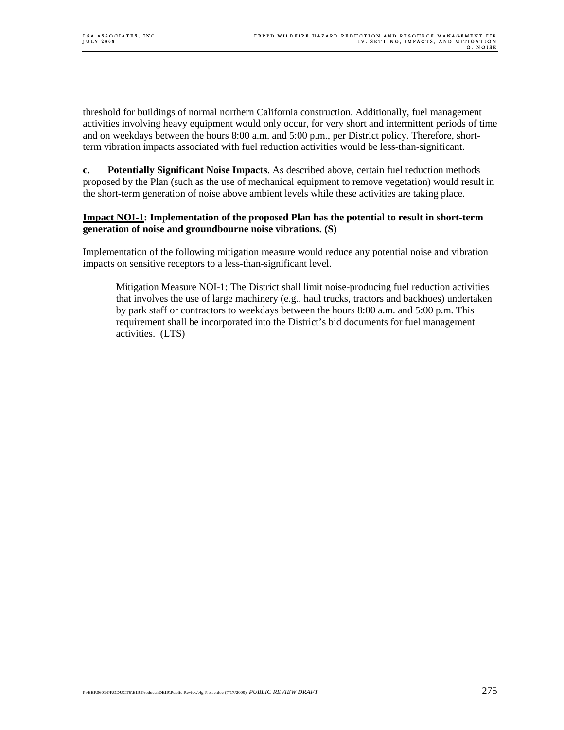threshold for buildings of normal northern California construction. Additionally, fuel management activities involving heavy equipment would only occur, for very short and intermittent periods of time and on weekdays between the hours 8:00 a.m. and 5:00 p.m., per District policy. Therefore, short-term vibration impacts associated with fuel reduction activities would be less-than-significant.

**c. Potentially Significant Noise Impacts**. As described above, certain fuel reduction methods proposed by the Plan (such as the use of mechanical equipment to remove vegetation) would result in the short-term generation of noise above ambient levels while these activities are taking place.

**<u>Impact NOI-1</u>: Implementation of the proposed Plan has the potential to result in short-term generation of noise and groundbourne noise vibrations. (S)**

Implementation of the following mitigation measure would reduce any potential noise and vibration impacts on sensitive receptors to a less-than-significant level.

> <u>Mitigation Measure NOI-1</u>: The District shall limit noise-producing fuel reduction activities that involves the use of large machinery (e.g., haul trucks, tractors and backhoes) undertaken by park staff or contractors to weekdays between the hours 8:00 a.m. and 5:00 p.m. This requirement shall be incorporated into the District's bid documents for fuel management activities. (LTS)